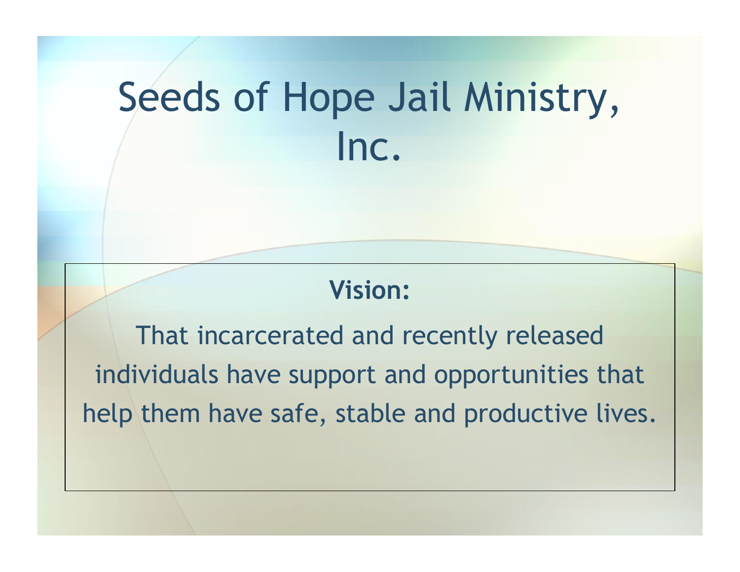# Seeds of Hope Jail Ministry, Inc.

**Vision:**

That incarcerated and recently released individuals have support and opportunities that help them have safe, stable and productive lives.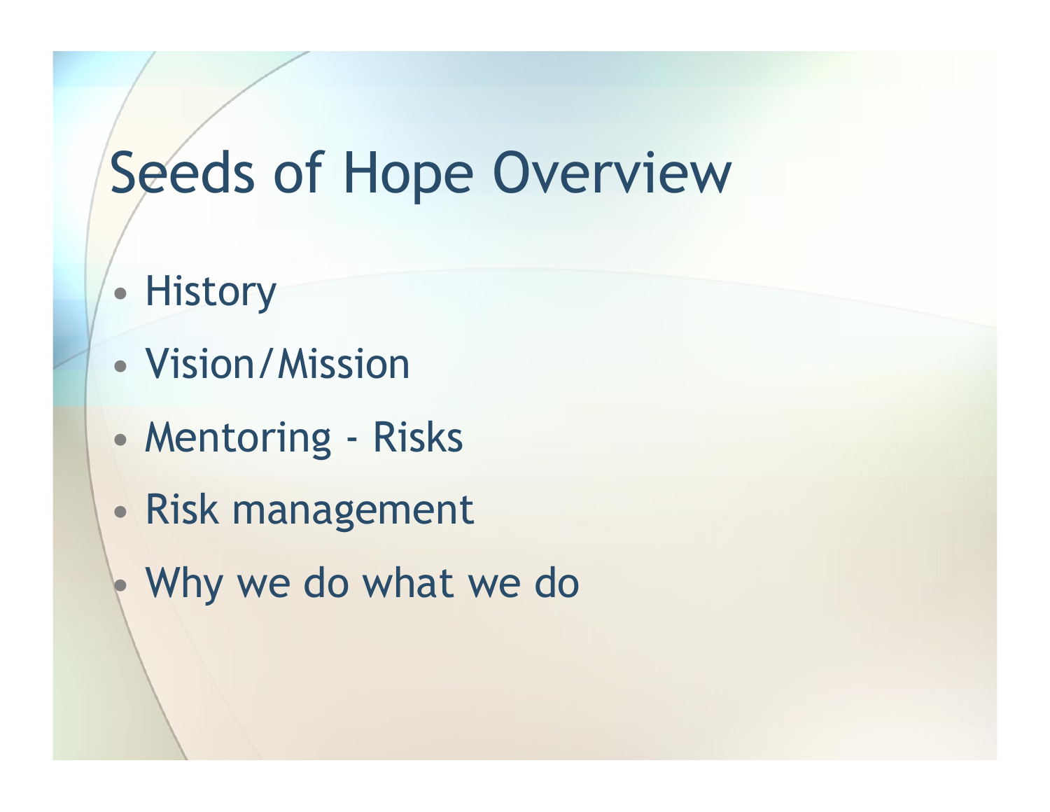# Seeds of Hope Overview

- History
- Vision/Mission
- Mentoring - Risks
- Risk management
- Why we do what we do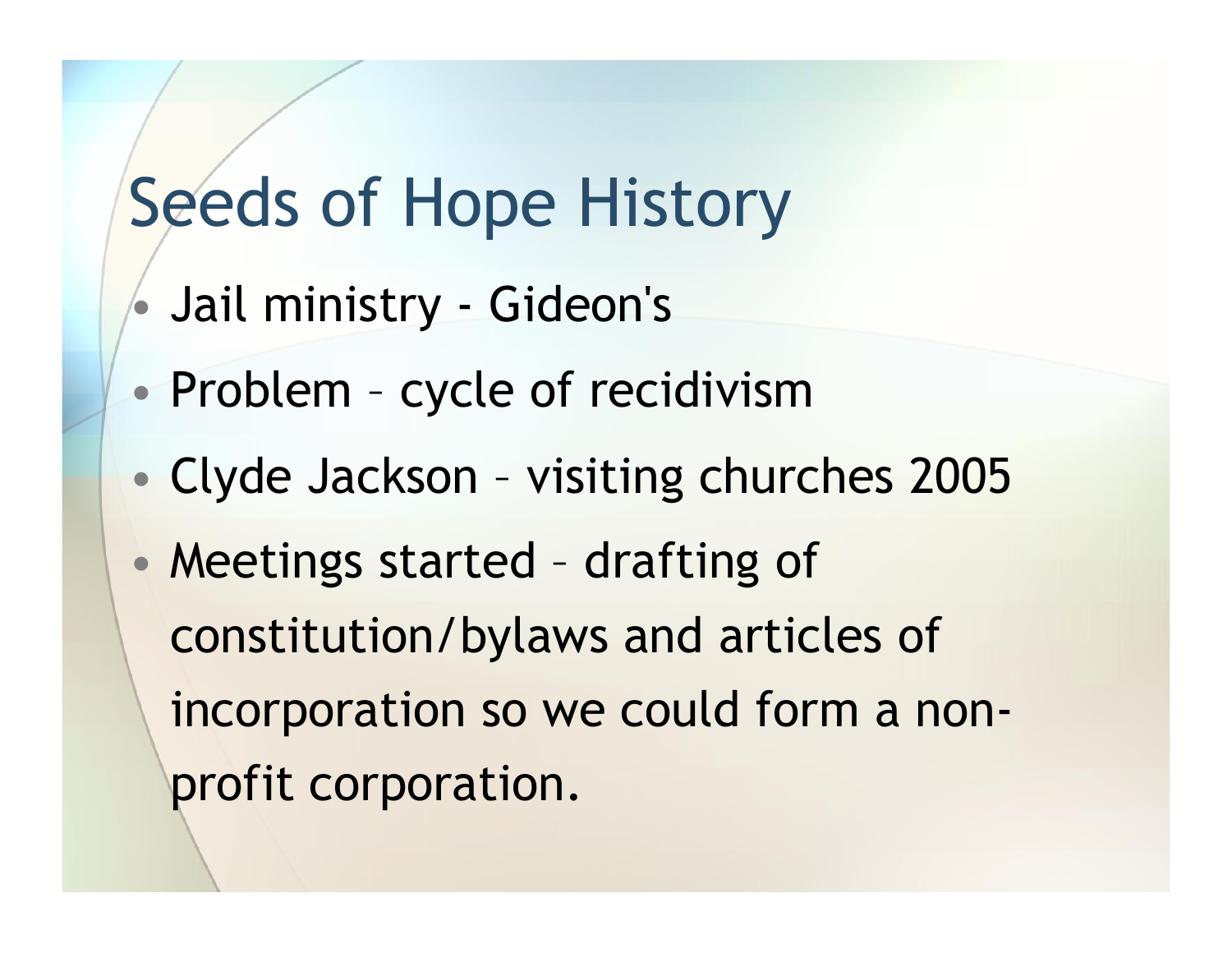# Seeds of Hope History

- Jail ministry - Gideon's
- Problem – cycle of recidivism
- Clyde Jackson – visiting churches 2005
- Meetings started – drafting of constitution/bylaws and articles of incorporation so we could form a non-profit corporation.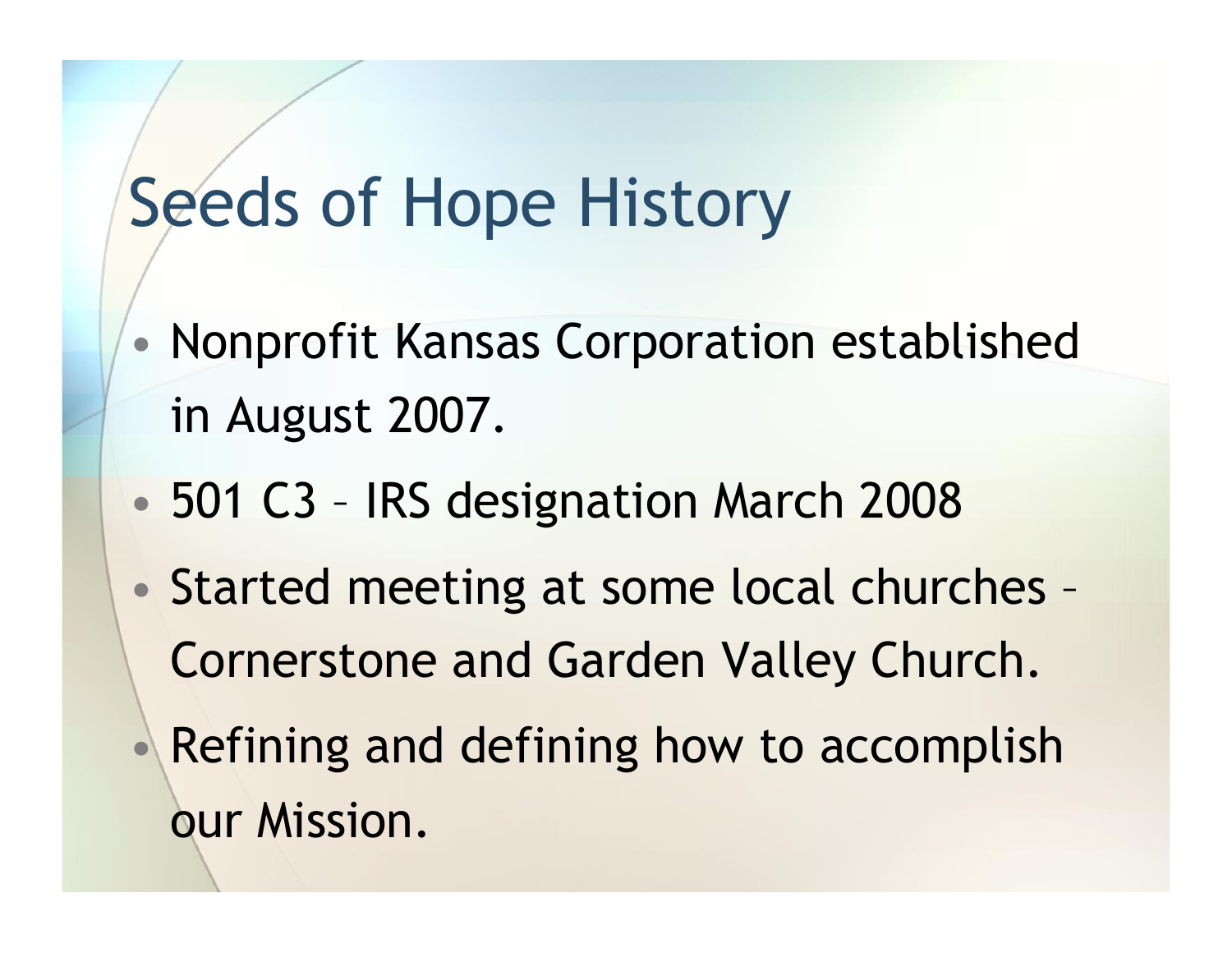# Seeds of Hope History

- Nonprofit Kansas Corporation established in August 2007.
- 501 C3 – IRS designation March 2008
- Started meeting at some local churches – Cornerstone and Garden Valley Church.
- Refining and defining how to accomplish our Mission.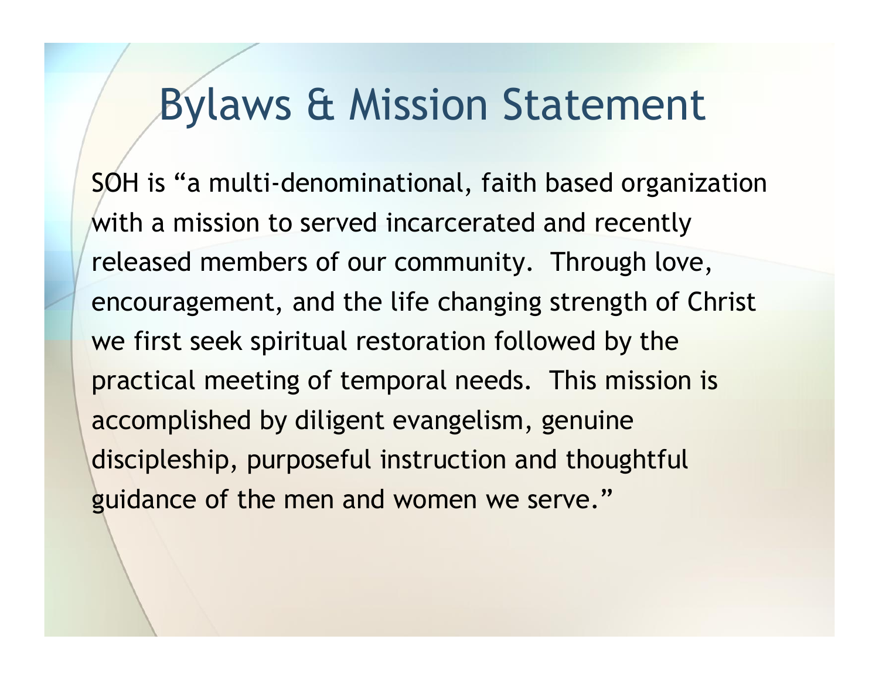# Bylaws & Mission Statement

SOH is “a multi-denominational, faith based organization with a mission to served incarcerated and recently released members of our community. Through love, encouragement, and the life changing strength of Christ we first seek spiritual restoration followed by the practical meeting of temporal needs. This mission is accomplished by diligent evangelism, genuine discipleship, purposeful instruction and thoughtful guidance of the men and women we serve.”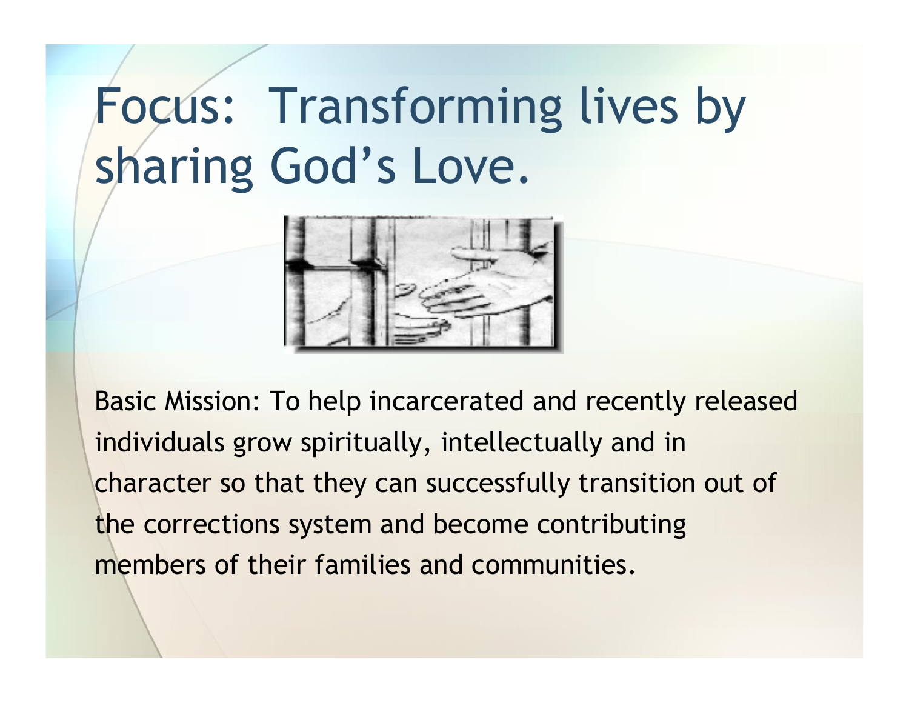# Focus: Transforming lives by sharing God's Love.

Basic Mission: To help incarcerated and recently released individuals grow spiritually, intellectually and in character so that they can successfully transition out of the corrections system and become contributing members of their families and communities.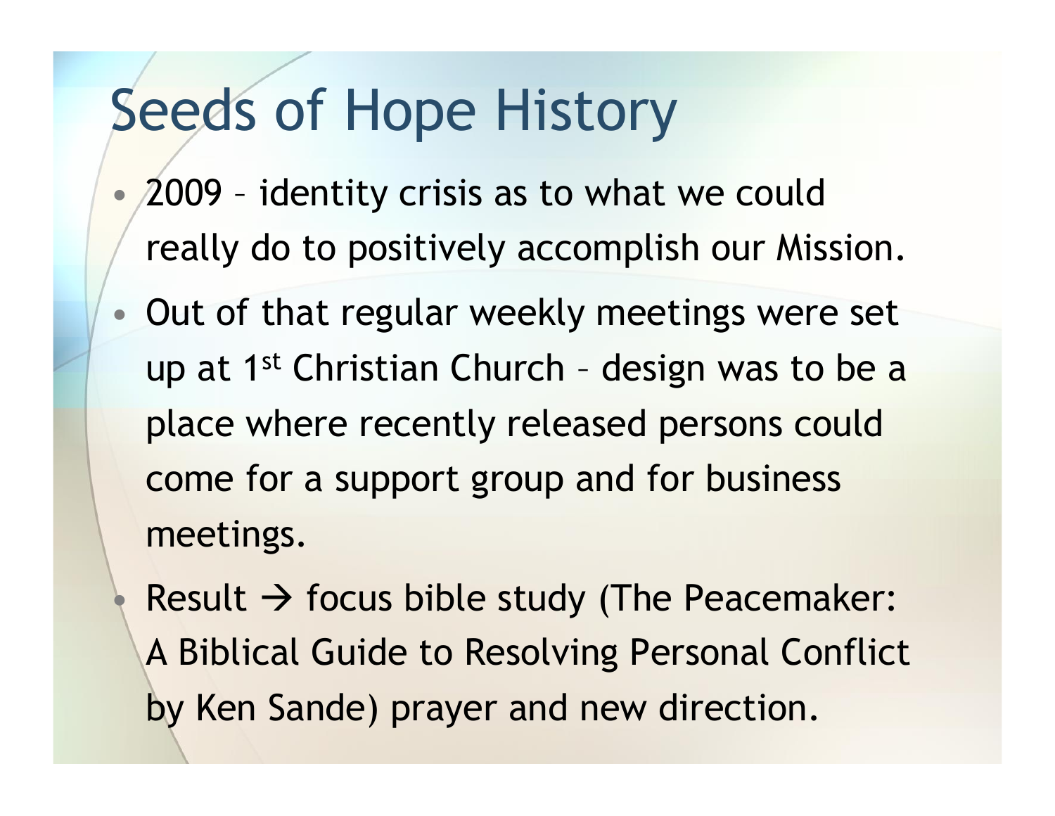# Seeds of Hope History

- 2009 – identity crisis as to what we could really do to positively accomplish our Mission.
- Out of that regular weekly meetings were set up at 1st Christian Church – design was to be a place where recently released persons could come for a support group and for business meetings.
- Result → focus bible study (The Peacemaker: A Biblical Guide to Resolving Personal Conflict by Ken Sande) prayer and new direction.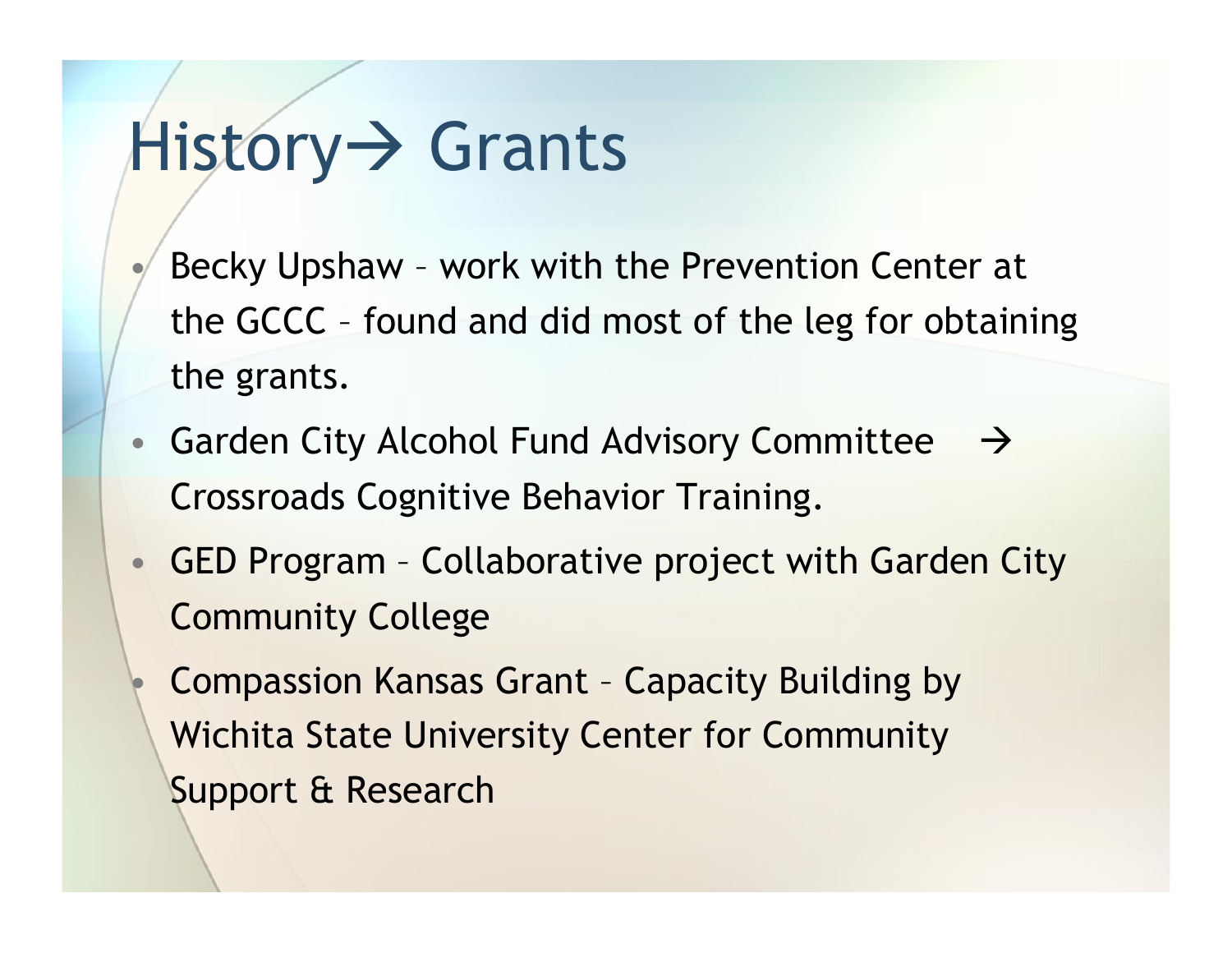# History→ Grants

- Becky Upshaw – work with the Prevention Center at the GCCC – found and did most of the leg for obtaining the grants.
- Garden City Alcohol Fund Advisory Committee → Crossroads Cognitive Behavior Training.
- GED Program – Collaborative project with Garden City Community College
- Compassion Kansas Grant – Capacity Building by Wichita State University Center for Community Support & Research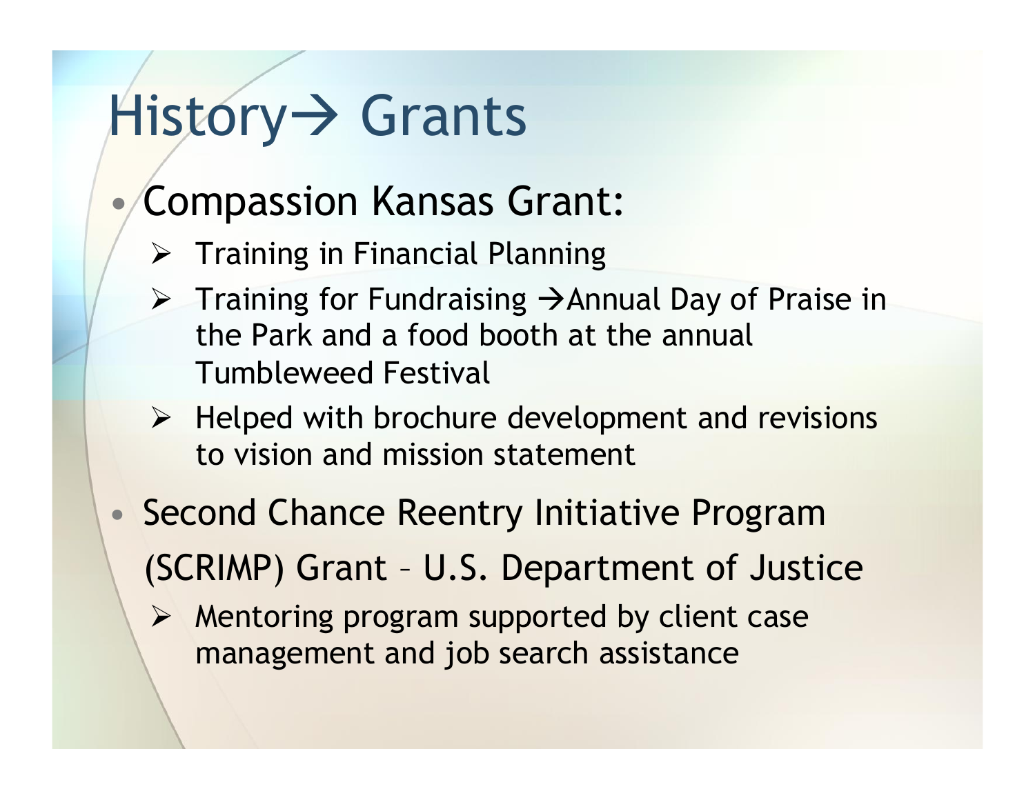# History→ Grants

- Compassion Kansas Grant:
  - Training in Financial Planning
  - Training for Fundraising →Annual Day of Praise in the Park and a food booth at the annual Tumbleweed Festival
  - Helped with brochure development and revisions to vision and mission statement
- Second Chance Reentry Initiative Program (SCRIMP) Grant – U.S. Department of Justice
  - Mentoring program supported by client case management and job search assistance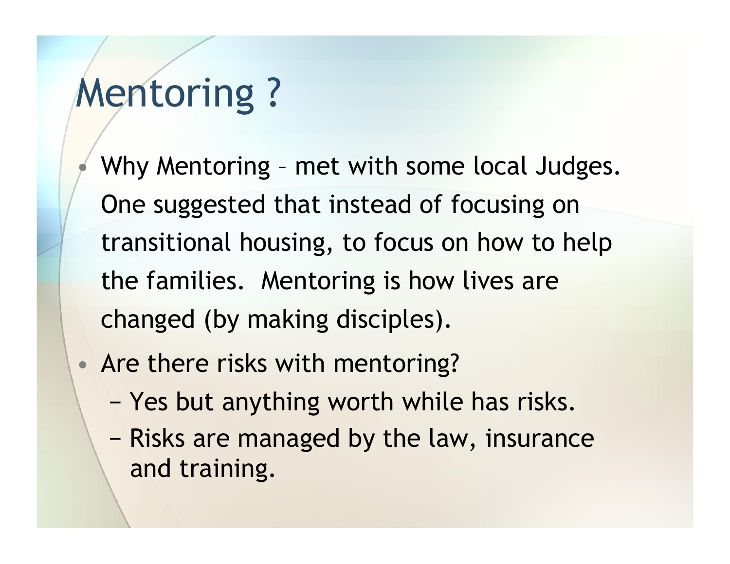# Mentoring ?

- Why Mentoring – met with some local Judges. One suggested that instead of focusing on transitional housing, to focus on how to help the families. Mentoring is how lives are changed (by making disciples).
- Are there risks with mentoring?
  - Yes but anything worth while has risks.
  - Risks are managed by the law, insurance and training.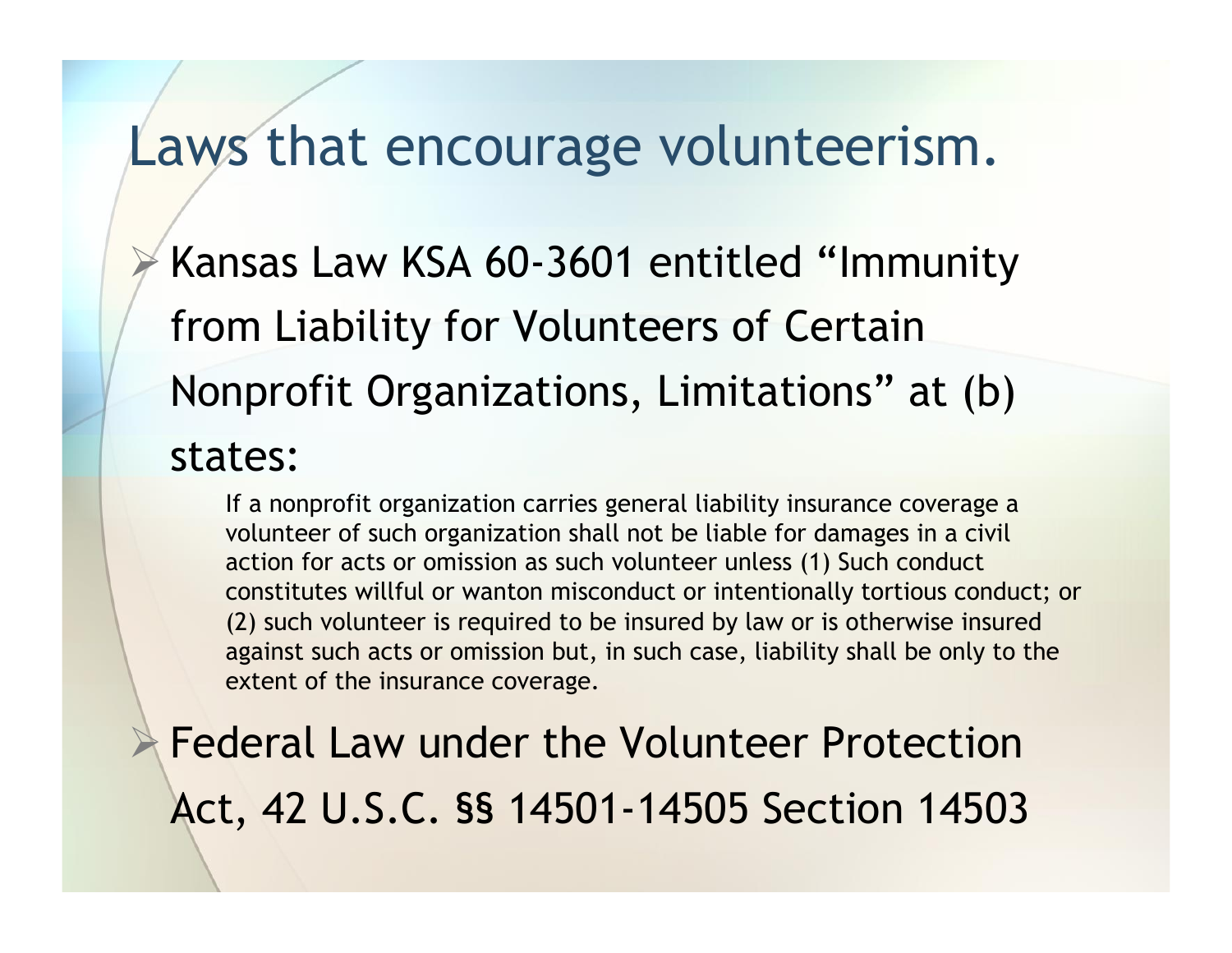# Laws that encourage volunteerism.

- Kansas Law KSA 60-3601 entitled "Immunity from Liability for Volunteers of Certain Nonprofit Organizations, Limitations" at (b) states:

  > If a nonprofit organization carries general liability insurance coverage a volunteer of such organization shall not be liable for damages in a civil action for acts or omission as such volunteer unless (1) Such conduct constitutes willful or wanton misconduct or intentionally tortious conduct; or (2) such volunteer is required to be insured by law or is otherwise insured against such acts or omission but, in such case, liability shall be only to the extent of the insurance coverage.

- Federal Law under the Volunteer Protection Act, 42 U.S.C. §§ 14501-14505 Section 14503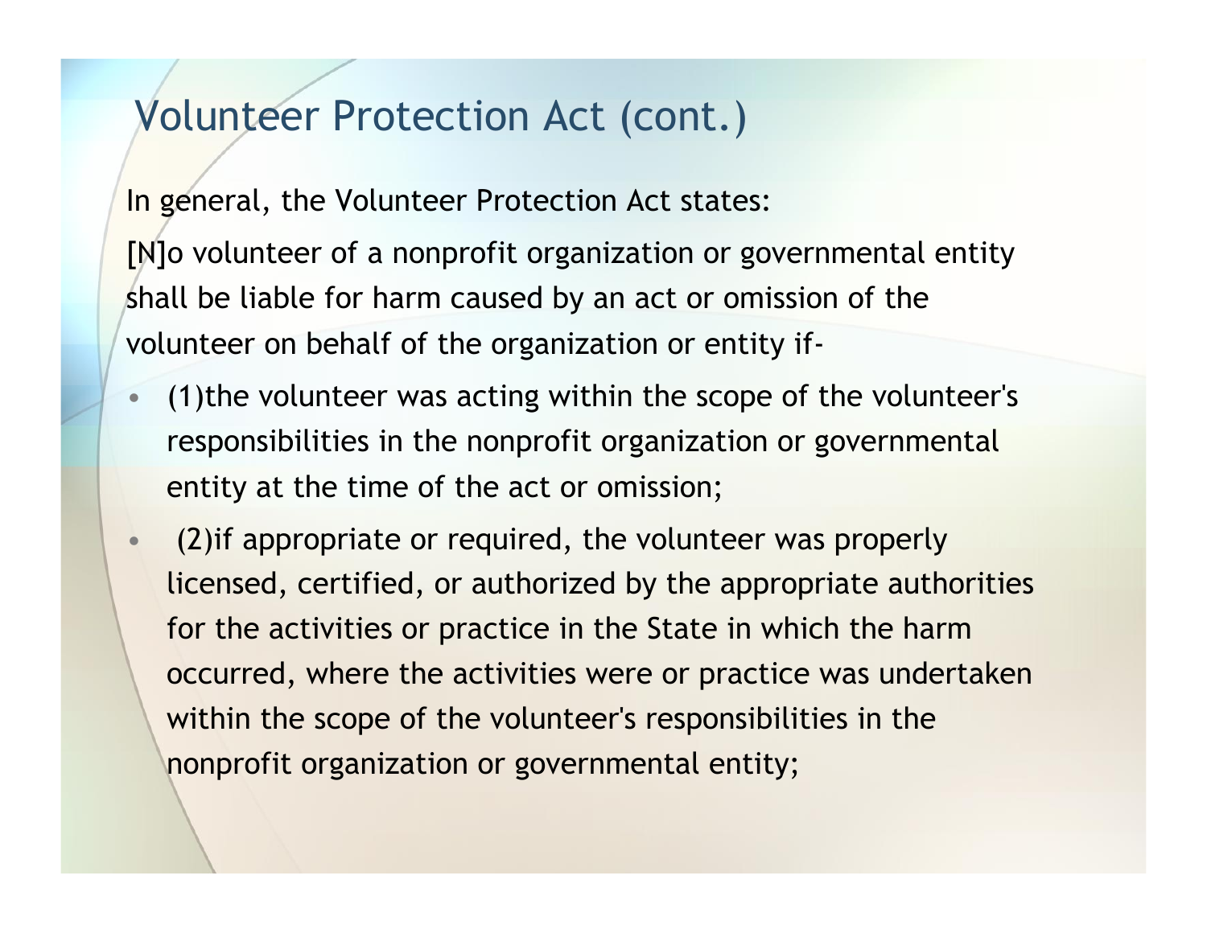# Volunteer Protection Act (cont.)

In general, the Volunteer Protection Act states:

[N]o volunteer of a nonprofit organization or governmental entity shall be liable for harm caused by an act or omission of the volunteer on behalf of the organization or entity if-

- (1)the volunteer was acting within the scope of the volunteer's responsibilities in the nonprofit organization or governmental entity at the time of the act or omission;
- (2)if appropriate or required, the volunteer was properly licensed, certified, or authorized by the appropriate authorities for the activities or practice in the State in which the harm occurred, where the activities were or practice was undertaken within the scope of the volunteer's responsibilities in the nonprofit organization or governmental entity;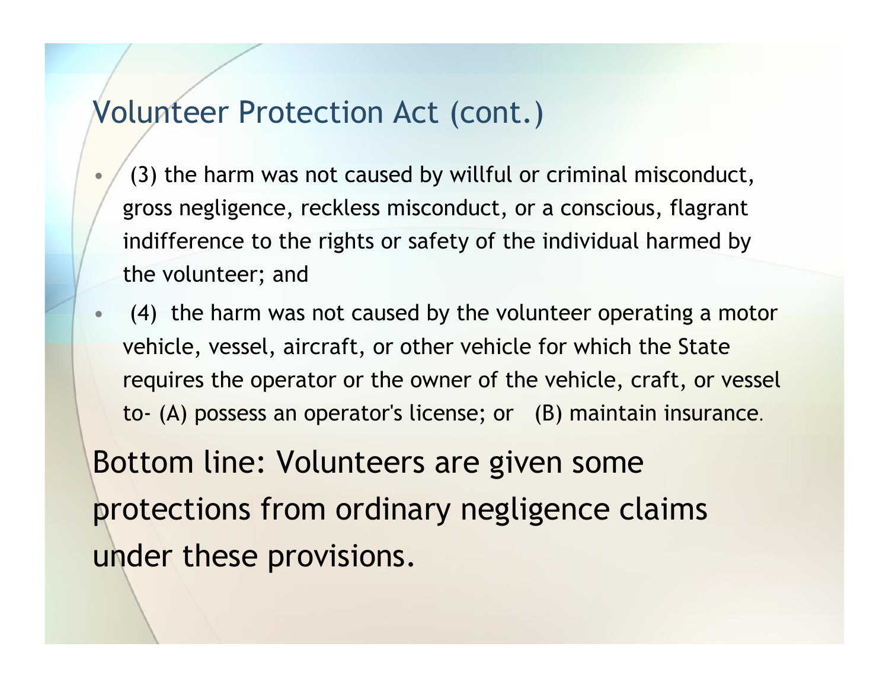## Volunteer Protection Act (cont.)

- (3) the harm was not caused by willful or criminal misconduct, gross negligence, reckless misconduct, or a conscious, flagrant indifference to the rights or safety of the individual harmed by the volunteer; and
- (4) the harm was not caused by the volunteer operating a motor vehicle, vessel, aircraft, or other vehicle for which the State requires the operator or the owner of the vehicle, craft, or vessel to- (A) possess an operator's license; or (B) maintain insurance.

Bottom line: Volunteers are given some protections from ordinary negligence claims under these provisions.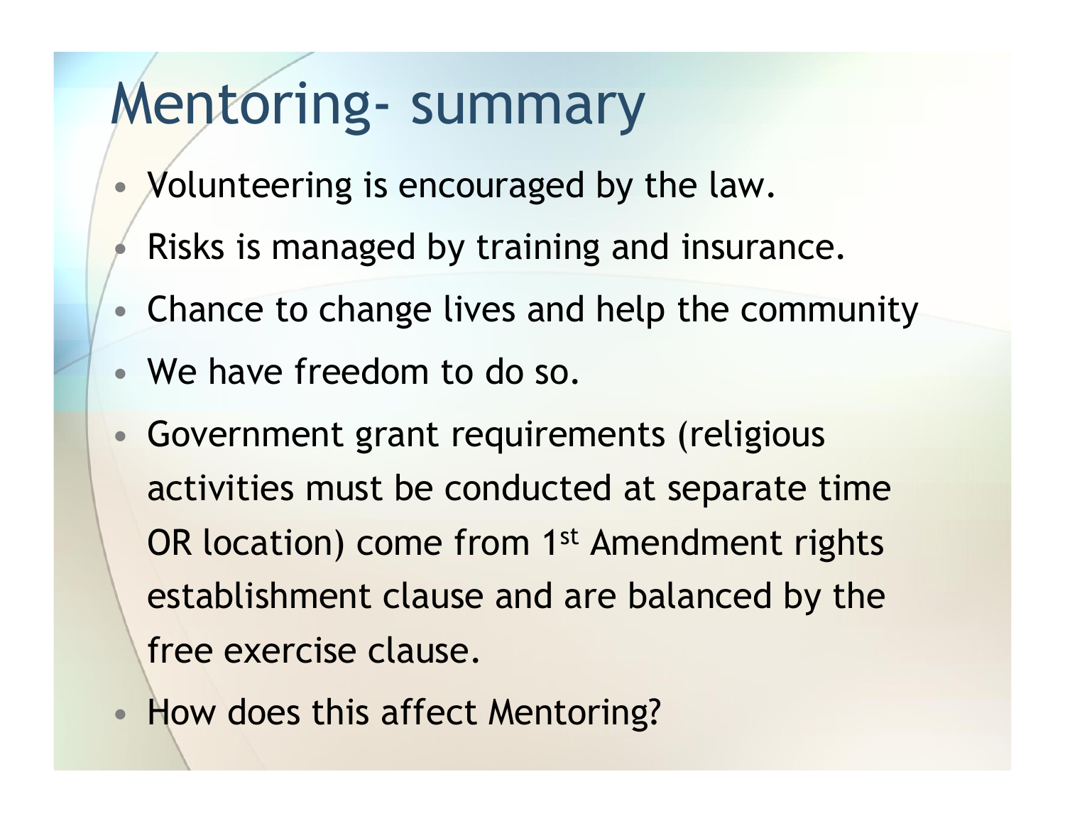# Mentoring- summary

- Volunteering is encouraged by the law.
- Risks is managed by training and insurance.
- Chance to change lives and help the community
- We have freedom to do so.
- Government grant requirements (religious activities must be conducted at separate time OR location) come from 1st Amendment rights establishment clause and are balanced by the free exercise clause.
- How does this affect Mentoring?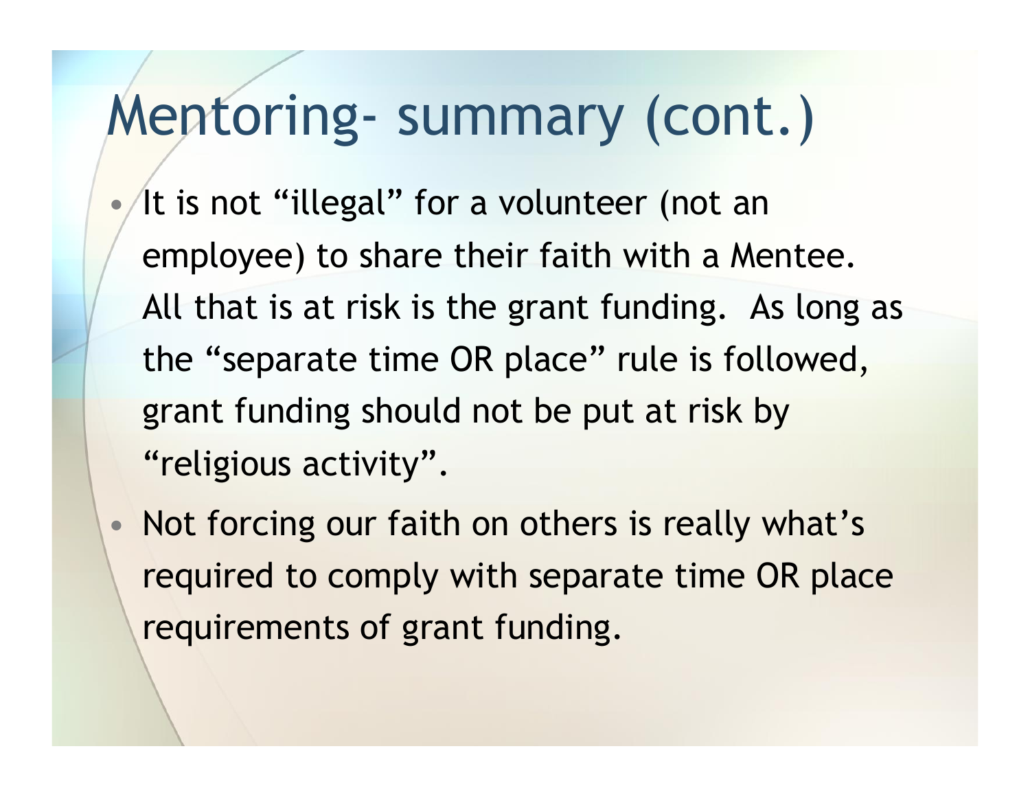# Mentoring- summary (cont.)

- It is not "illegal" for a volunteer (not an employee) to share their faith with a Mentee. All that is at risk is the grant funding. As long as the "separate time OR place" rule is followed, grant funding should not be put at risk by "religious activity".
- Not forcing our faith on others is really what's required to comply with separate time OR place requirements of grant funding.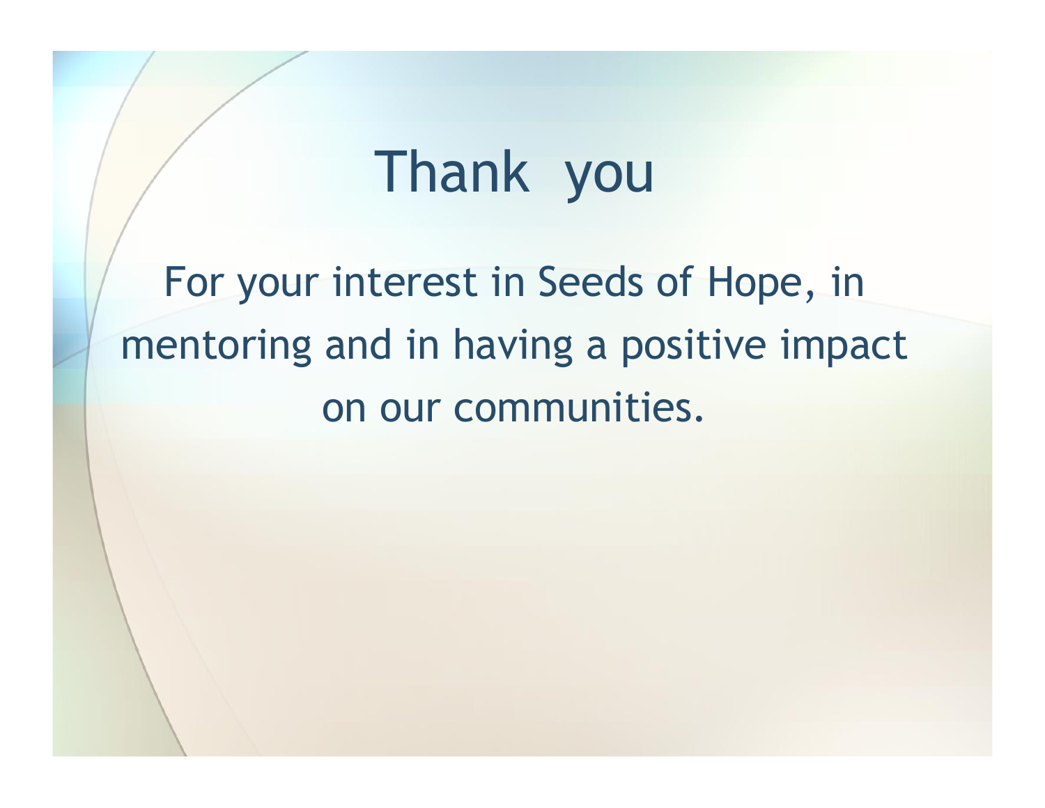# Thank you

For your interest in Seeds of Hope, in mentoring and in having a positive impact on our communities.